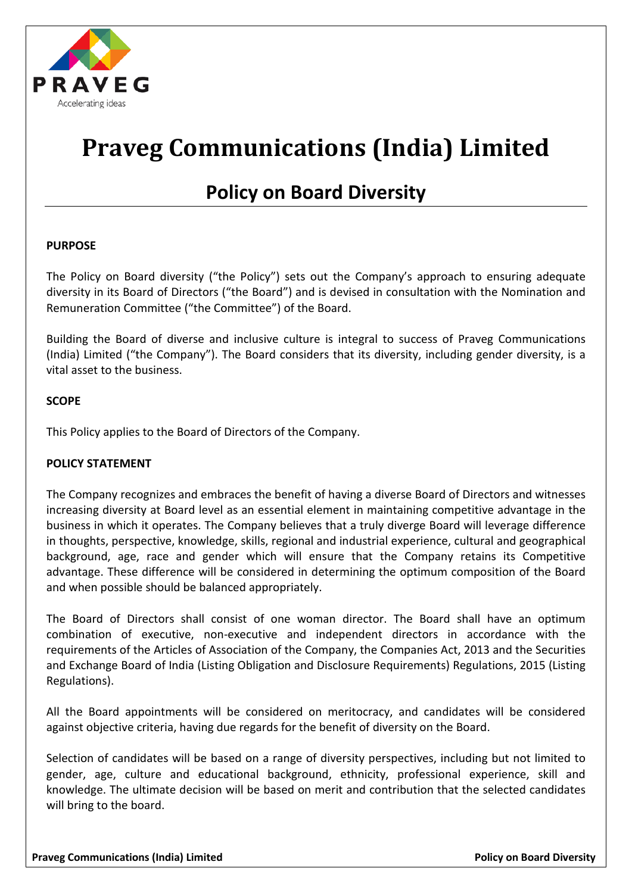PRAVEG

Accelerating ideas

# Praveg Communications (India) Limited

## Policy on Board Diversity

**PURPOSE**

The Policy on Board diversity ("the Policy") sets out the Company's approach to ensuring adequate diversity in its Board of Directors ("the Board") and is devised in consultation with the Nomination and Remuneration Committee ("the Committee") of the Board.

Building the Board of diverse and inclusive culture is integral to success of Praveg Communications (India) Limited ("the Company"). The Board considers that its diversity, including gender diversity, is a vital asset to the business.

**SCOPE**

This Policy applies to the Board of Directors of the Company.

**POLICY STATEMENT**

The Company recognizes and embraces the benefit of having a diverse Board of Directors and witnesses increasing diversity at Board level as an essential element in maintaining competitive advantage in the business in which it operates. The Company believes that a truly diverge Board will leverage difference in thoughts, perspective, knowledge, skills, regional and industrial experience, cultural and geographical background, age, race and gender which will ensure that the Company retains its Competitive advantage. These difference will be considered in determining the optimum composition of the Board and when possible should be balanced appropriately.

The Board of Directors shall consist of one woman director. The Board shall have an optimum combination of executive, non-executive and independent directors in accordance with the requirements of the Articles of Association of the Company, the Companies Act, 2013 and the Securities and Exchange Board of India (Listing Obligation and Disclosure Requirements) Regulations, 2015 (Listing Regulations).

All the Board appointments will be considered on meritocracy, and candidates will be considered against objective criteria, having due regards for the benefit of diversity on the Board.

Selection of candidates will be based on a range of diversity perspectives, including but not limited to gender, age, culture and educational background, ethnicity, professional experience, skill and knowledge. The ultimate decision will be based on merit and contribution that the selected candidates will bring to the board.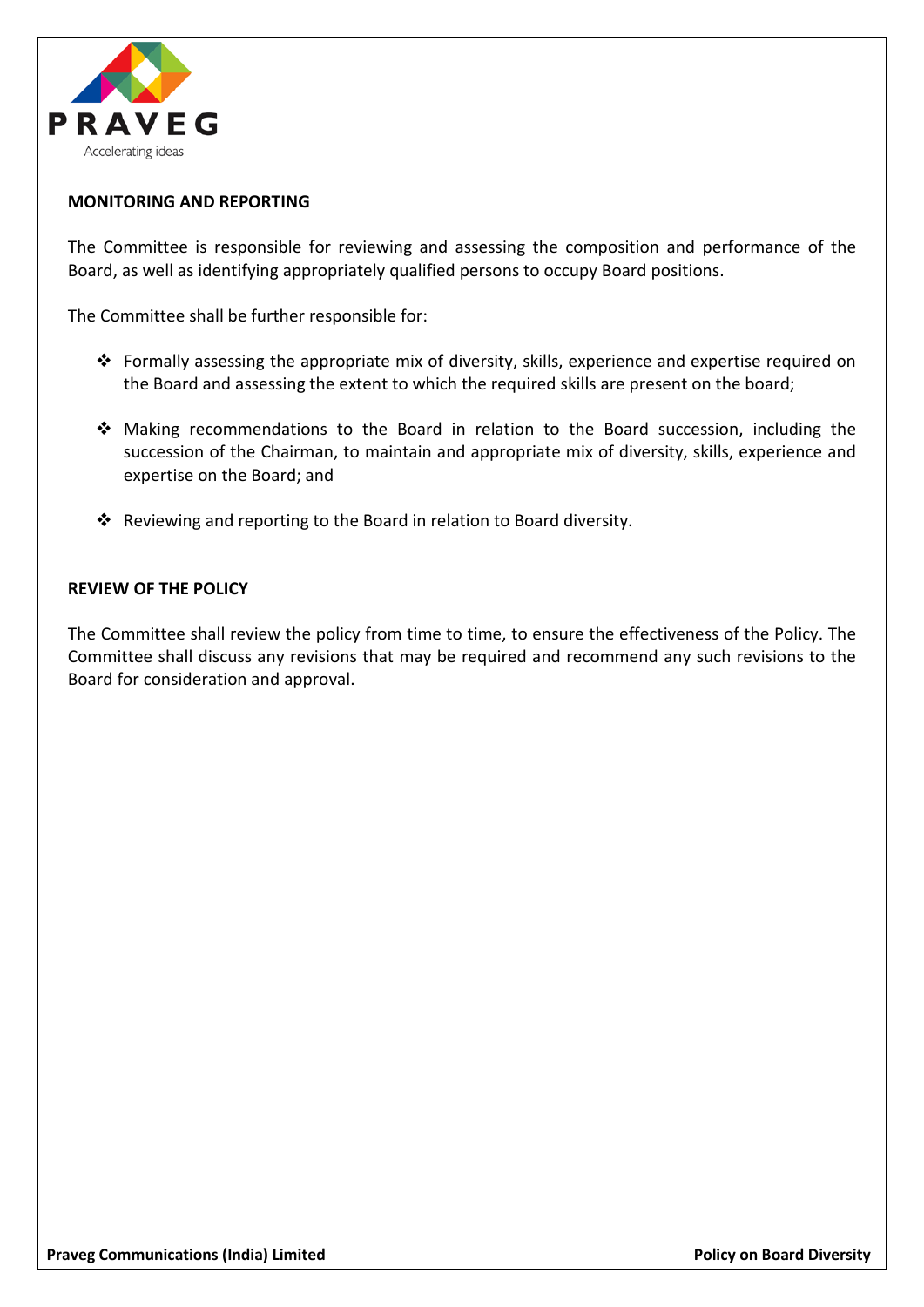**MONITORING AND REPORTING**

The Committee is responsible for reviewing and assessing the composition and performance of the Board, as well as identifying appropriately qualified persons to occupy Board positions.

The Committee shall be further responsible for:

- Formally assessing the appropriate mix of diversity, skills, experience and expertise required on the Board and assessing the extent to which the required skills are present on the board;

- Making recommendations to the Board in relation to the Board succession, including the succession of the Chairman, to maintain and appropriate mix of diversity, skills, experience and expertise on the Board; and

- Reviewing and reporting to the Board in relation to Board diversity.

**REVIEW OF THE POLICY**

The Committee shall review the policy from time to time, to ensure the effectiveness of the Policy. The Committee shall discuss any revisions that may be required and recommend any such revisions to the Board for consideration and approval.